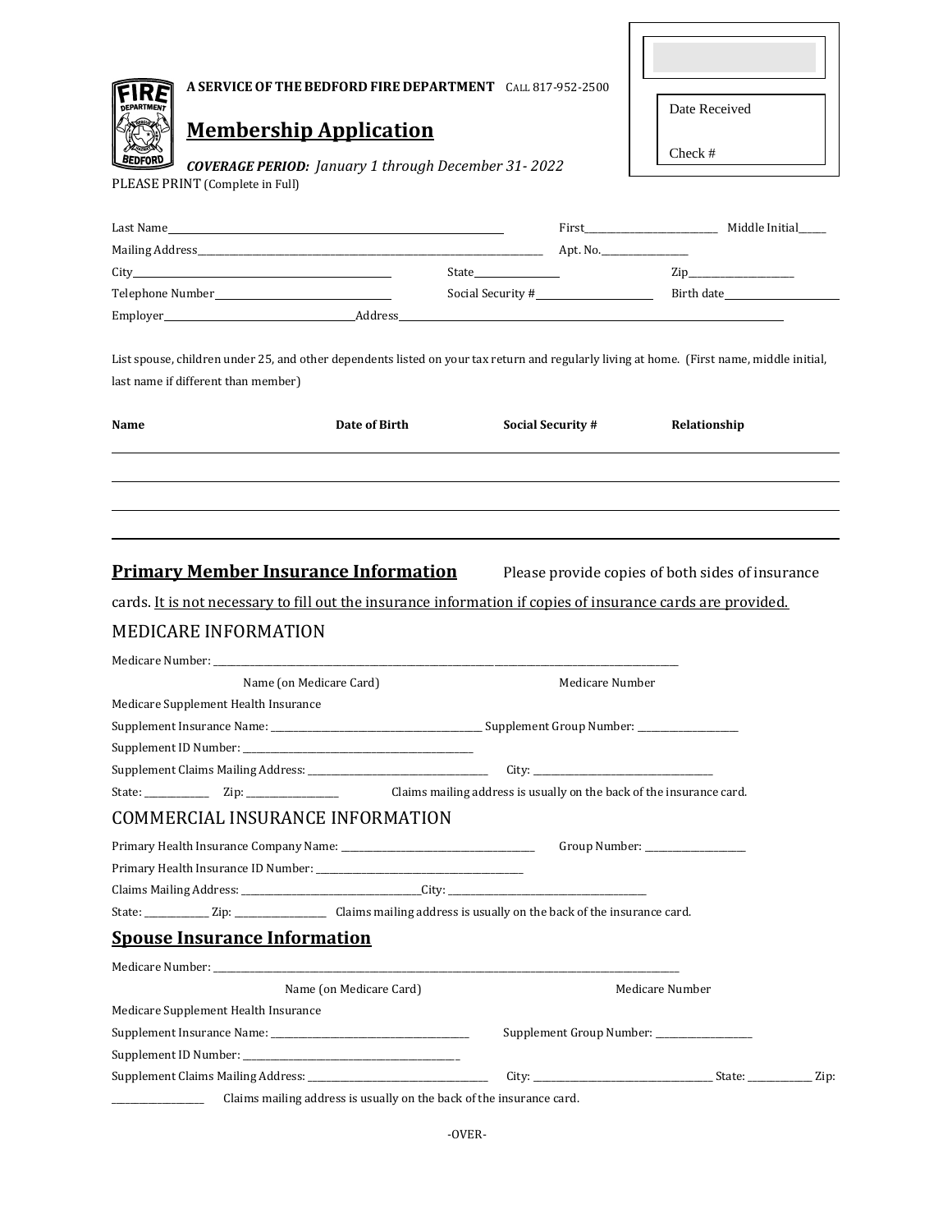A SERVICE OF THE BEDFORD FIRE DEPARTMENT CALL 817-952-2500

Date Received

Check #

# Membership Application

***COVERAGE PERIOD:*** *January 1 through December 31- 2022*

PLEASE PRINT (Complete in Full)

Last Name______________________________ First______________ Middle Initial_____

Mailing Address______________________________ Apt. No.______________

City______________________ State____________ Zip______________

Telephone Number______________________ Social Security #______________ Birth date______________

Employer______________________ Address______________________________

List spouse, children under 25, and other dependents listed on your tax return and regularly living at home. (First name, middle initial, last name if different than member)

| Name | Date of Birth | Social Security # | Relationship |
|---|---|---|---|
| | | | |
| | | | |
| | | | |

## Primary Member Insurance Information

Please provide copies of both sides of insurance cards. It is not necessary to fill out the insurance information if copies of insurance cards are provided.

### MEDICARE INFORMATION

Medicare Number: ______________________________

Name (on Medicare Card) Medicare Number

Medicare Supplement Health Insurance

Supplement Insurance Name: ______________________ Supplement Group Number: ______________

Supplement ID Number: ______________________

Supplement Claims Mailing Address: ______________________ City: ______________________

State: ________ Zip: ____________ Claims mailing address is usually on the back of the insurance card.

### COMMERCIAL INSURANCE INFORMATION

Primary Health Insurance Company Name: ______________________ Group Number: ______________

Primary Health Insurance ID Number: ______________________

Claims Mailing Address: ______________________ City: ______________________

State: ________ Zip: ____________ Claims mailing address is usually on the back of the insurance card.

## Spouse Insurance Information

Medicare Number: ______________________________

Name (on Medicare Card) Medicare Number

Medicare Supplement Health Insurance

Supplement Insurance Name: ______________________ Supplement Group Number: ______________

Supplement ID Number: ______________________

Supplement Claims Mailing Address: ______________________ City: ______________________ State: ________ Zip: ____________ Claims mailing address is usually on the back of the insurance card.

-OVER-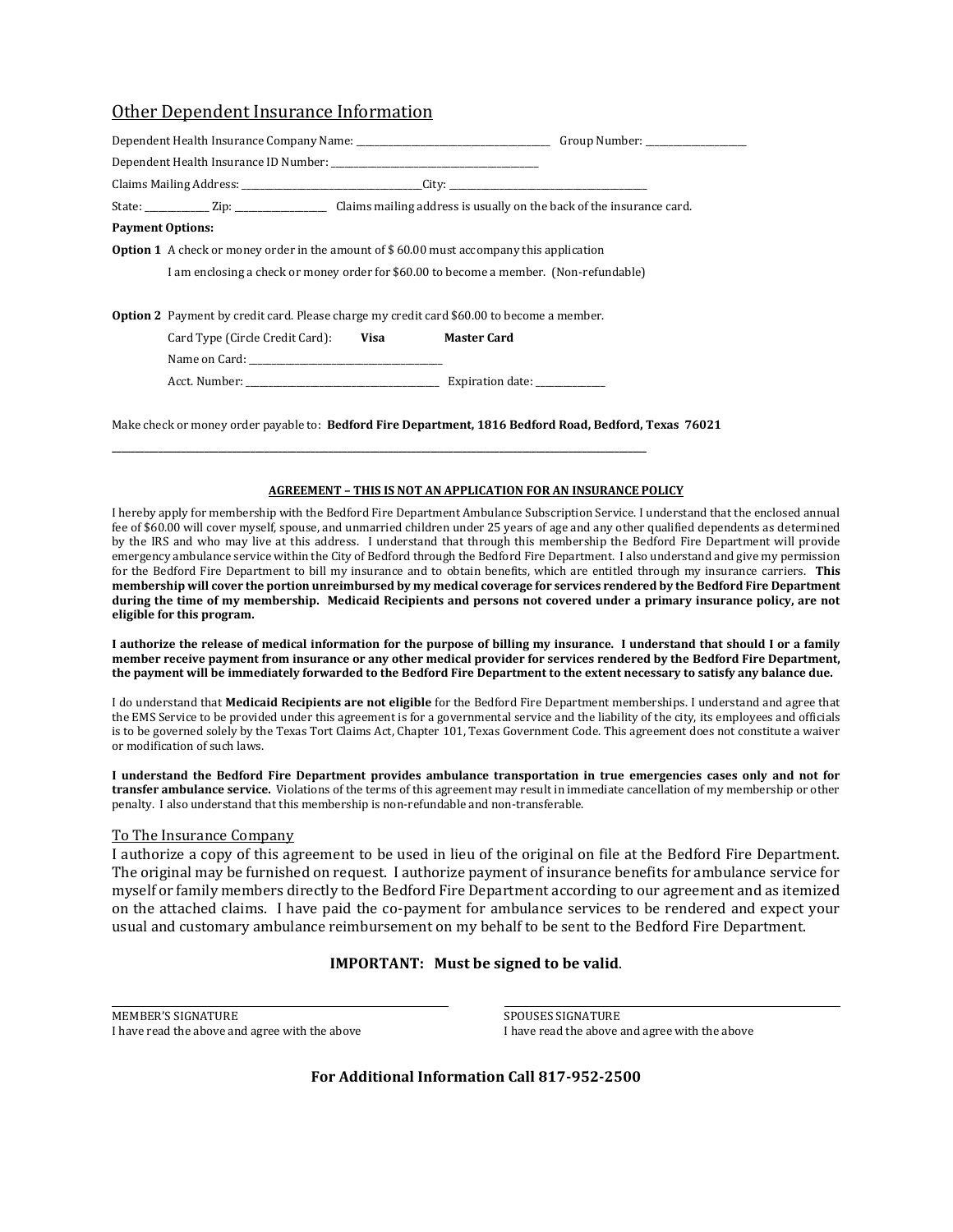## Other Dependent Insurance Information

Dependent Health Insurance Company Name: ________________________________ Group Number: ________________

Dependent Health Insurance ID Number: ________________________________

Claims Mailing Address: ____________________________City: ________________________________

State: __________ Zip: ______________ Claims mailing address is usually on the back of the insurance card.

**Payment Options:**

**Option 1** A check or money order in the amount of $ 60.00 must accompany this application

I am enclosing a check or money order for $60.00 to become a member. (Non-refundable)

**Option 2** Payment by credit card. Please charge my credit card $60.00 to become a member.

Card Type (Circle Credit Card): **Visa** **Master Card**

Name on Card: ________________________________

Acct. Number: ________________________________ Expiration date: ____________

Make check or money order payable to: **Bedford Fire Department, 1816 Bedford Road, Bedford, Texas 76021**

---

**AGREEMENT – THIS IS NOT AN APPLICATION FOR AN INSURANCE POLICY**

I hereby apply for membership with the Bedford Fire Department Ambulance Subscription Service. I understand that the enclosed annual fee of $60.00 will cover myself, spouse, and unmarried children under 25 years of age and any other qualified dependents as determined by the IRS and who may live at this address. I understand that through this membership the Bedford Fire Department will provide emergency ambulance service within the City of Bedford through the Bedford Fire Department. I also understand and give my permission for the Bedford Fire Department to bill my insurance and to obtain benefits, which are entitled through my insurance carriers. **This membership will cover the portion unreimbursed by my medical coverage for services rendered by the Bedford Fire Department during the time of my membership. Medicaid Recipients and persons not covered under a primary insurance policy, are not eligible for this program.**

**I authorize the release of medical information for the purpose of billing my insurance. I understand that should I or a family member receive payment from insurance or any other medical provider for services rendered by the Bedford Fire Department, the payment will be immediately forwarded to the Bedford Fire Department to the extent necessary to satisfy any balance due.**

I do understand that **Medicaid Recipients are not eligible** for the Bedford Fire Department memberships. I understand and agree that the EMS Service to be provided under this agreement is for a governmental service and the liability of the city, its employees and officials is to be governed solely by the Texas Tort Claims Act, Chapter 101, Texas Government Code. This agreement does not constitute a waiver or modification of such laws.

**I understand the Bedford Fire Department provides ambulance transportation in true emergencies cases only and not for transfer ambulance service.** Violations of the terms of this agreement may result in immediate cancellation of my membership or other penalty. I also understand that this membership is non-refundable and non-transferable.

## To The Insurance Company

I authorize a copy of this agreement to be used in lieu of the original on file at the Bedford Fire Department. The original may be furnished on request. I authorize payment of insurance benefits for ambulance service for myself or family members directly to the Bedford Fire Department according to our agreement and as itemized on the attached claims. I have paid the co-payment for ambulance services to be rendered and expect your usual and customary ambulance reimbursement on my behalf to be sent to the Bedford Fire Department.

**IMPORTANT: Must be signed to be valid**.

________________________________
MEMBER'S SIGNATURE
I have read the above and agree with the above

________________________________
SPOUSES SIGNATURE
I have read the above and agree with the above

**For Additional Information Call 817-952-2500**